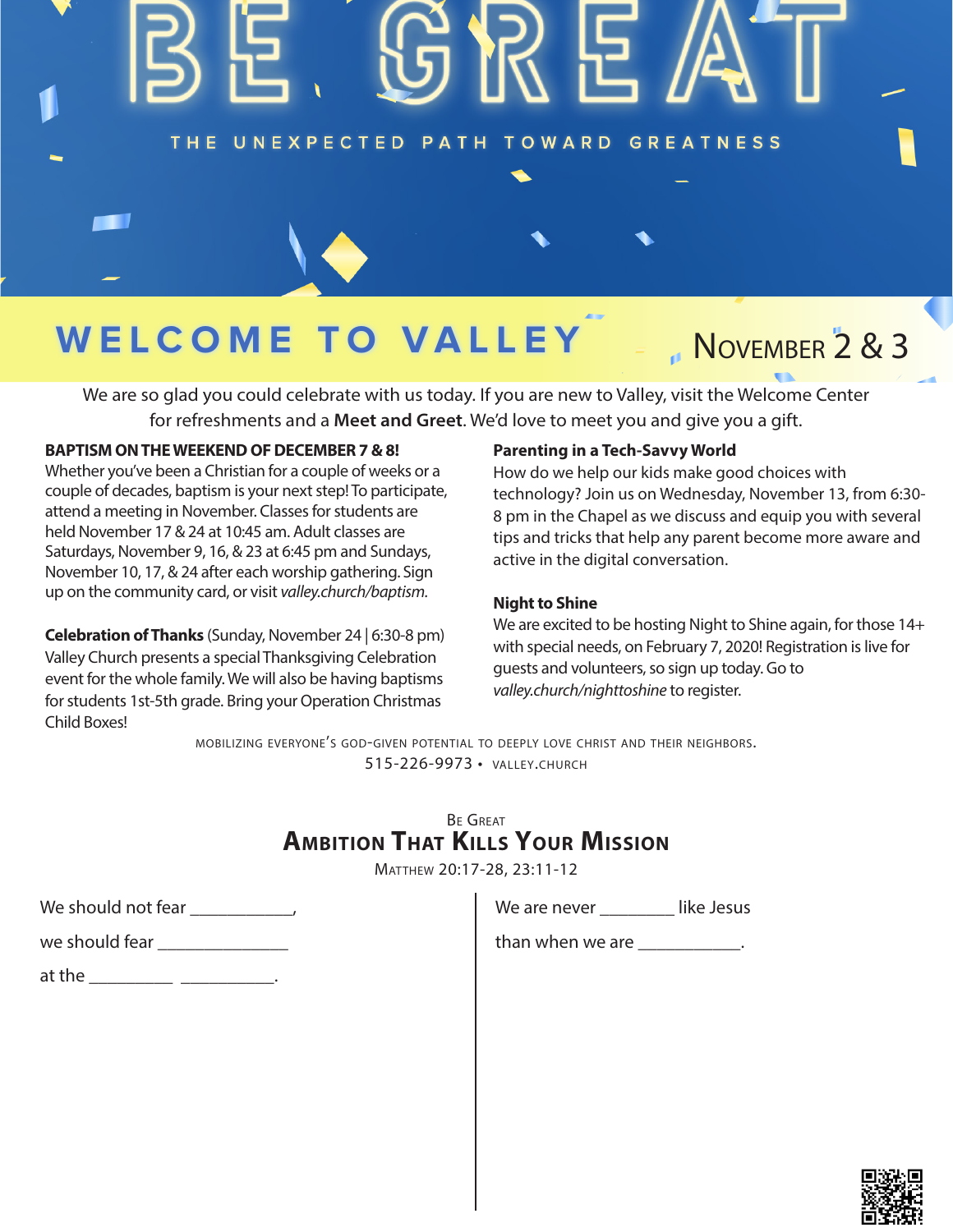# BE GREAT

THE UNEXPECTED PATH TOWARD GREATNESS

## WELCOME TO VALLEY

NOVEMBER 2 & 3

We are so glad you could celebrate with us today. If you are new to Valley, visit the Welcome Center for refreshments and a **Meet and Greet**. We'd love to meet you and give you a gift.

**BAPTISM ON THE WEEKEND OF DECEMBER 7 & 8!**
Whether you've been a Christian for a couple of weeks or a couple of decades, baptism is your next step! To participate, attend a meeting in November. Classes for students are held November 17 & 24 at 10:45 am. Adult classes are Saturdays, November 9, 16, & 23 at 6:45 pm and Sundays, November 10, 17, & 24 after each worship gathering. Sign up on the community card, or visit *valley.church/baptism.*

**Celebration of Thanks** (Sunday, November 24 | 6:30-8 pm)
Valley Church presents a special Thanksgiving Celebration event for the whole family. We will also be having baptisms for students 1st-5th grade. Bring your Operation Christmas Child Boxes!

**Parenting in a Tech-Savvy World**
How do we help our kids make good choices with technology? Join us on Wednesday, November 13, from 6:30-8 pm in the Chapel as we discuss and equip you with several tips and tricks that help any parent become more aware and active in the digital conversation.

**Night to Shine**
We are excited to be hosting Night to Shine again, for those 14+ with special needs, on February 7, 2020! Registration is live for guests and volunteers, so sign up today. Go to *valley.church/nighttoshine* to register.

MOBILIZING EVERYONE'S GOD-GIVEN POTENTIAL TO DEEPLY LOVE CHRIST AND THEIR NEIGHBORS.
515-226-9973 • VALLEY.CHURCH

BE GREAT

## AMBITION THAT KILLS YOUR MISSION

MATTHEW 20:17-28, 23:11-12

We should not fear ___________,

we should fear ______________

at the _________ __________.

We are never ________ like Jesus

than when we are ___________.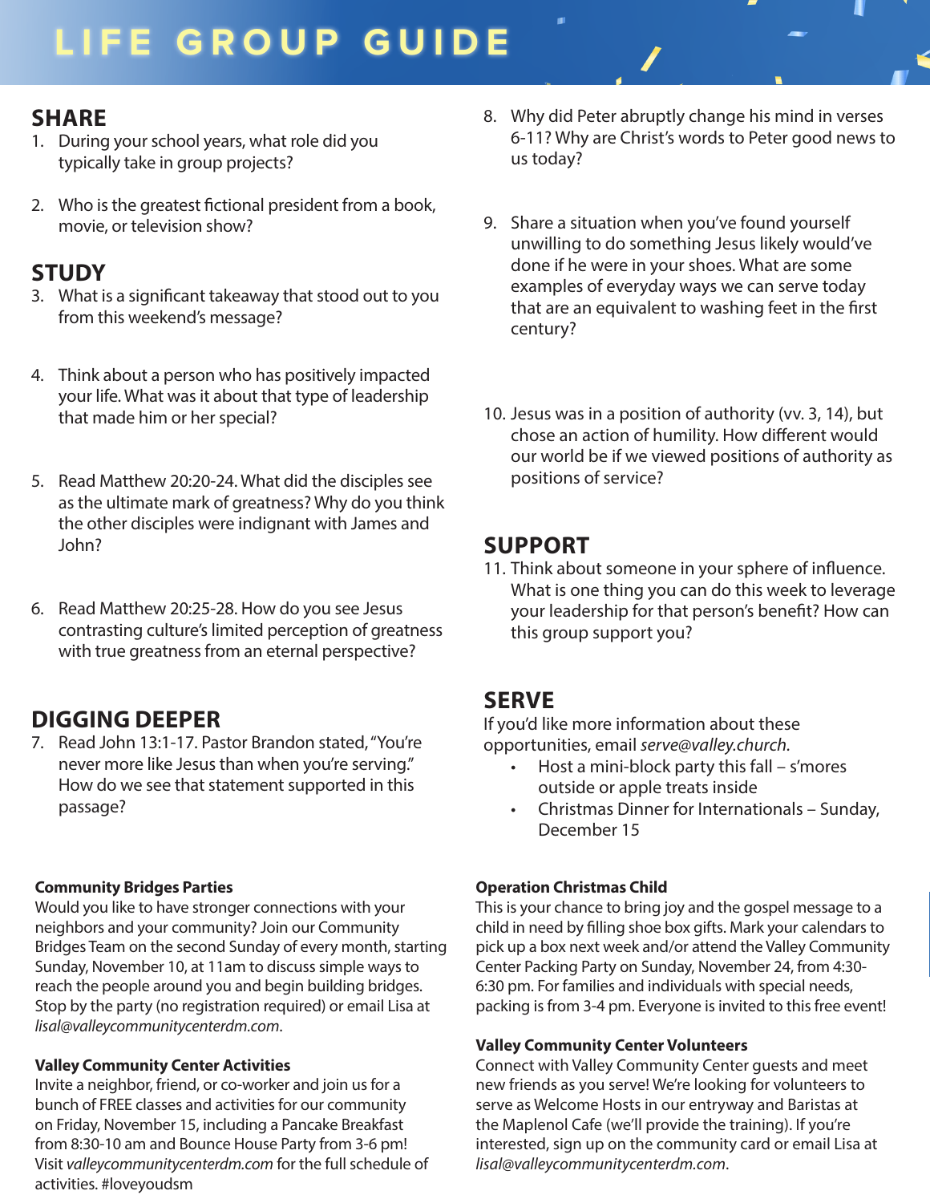# LIFE GROUP GUIDE

## SHARE

1. During your school years, what role did you typically take in group projects?
2. Who is the greatest fictional president from a book, movie, or television show?

## STUDY

3. What is a significant takeaway that stood out to you from this weekend's message?
4. Think about a person who has positively impacted your life. What was it about that type of leadership that made him or her special?
5. Read Matthew 20:20-24. What did the disciples see as the ultimate mark of greatness? Why do you think the other disciples were indignant with James and John?
6. Read Matthew 20:25-28. How do you see Jesus contrasting culture's limited perception of greatness with true greatness from an eternal perspective?

## DIGGING DEEPER

7. Read John 13:1-17. Pastor Brandon stated, "You're never more like Jesus than when you're serving." How do we see that statement supported in this passage?
8. Why did Peter abruptly change his mind in verses 6-11? Why are Christ's words to Peter good news to us today?
9. Share a situation when you've found yourself unwilling to do something Jesus likely would've done if he were in your shoes. What are some examples of everyday ways we can serve today that are an equivalent to washing feet in the first century?
10. Jesus was in a position of authority (vv. 3, 14), but chose an action of humility. How different would our world be if we viewed positions of authority as positions of service?

## SUPPORT

11. Think about someone in your sphere of influence. What is one thing you can do this week to leverage your leadership for that person's benefit? How can this group support you?

## SERVE

If you'd like more information about these opportunities, email *serve@valley.church*.

- Host a mini-block party this fall – s'mores outside or apple treats inside
- Christmas Dinner for Internationals – Sunday, December 15

**Community Bridges Parties**
Would you like to have stronger connections with your neighbors and your community? Join our Community Bridges Team on the second Sunday of every month, starting Sunday, November 10, at 11am to discuss simple ways to reach the people around you and begin building bridges. Stop by the party (no registration required) or email Lisa at *lisal@valleycommunitycenterdm.com*.

**Valley Community Center Activities**
Invite a neighbor, friend, or co-worker and join us for a bunch of FREE classes and activities for our community on Friday, November 15, including a Pancake Breakfast from 8:30-10 am and Bounce House Party from 3-6 pm! Visit *valleycommunitycenterdm.com* for the full schedule of activities. #loveyoudsm

**Operation Christmas Child**
This is your chance to bring joy and the gospel message to a child in need by filling shoe box gifts. Mark your calendars to pick up a box next week and/or attend the Valley Community Center Packing Party on Sunday, November 24, from 4:30-6:30 pm. For families and individuals with special needs, packing is from 3-4 pm. Everyone is invited to this free event!

**Valley Community Center Volunteers**
Connect with Valley Community Center guests and meet new friends as you serve! We're looking for volunteers to serve as Welcome Hosts in our entryway and Baristas at the Maplenol Cafe (we'll provide the training). If you're interested, sign up on the community card or email Lisa at *lisal@valleycommunitycenterdm.com*.